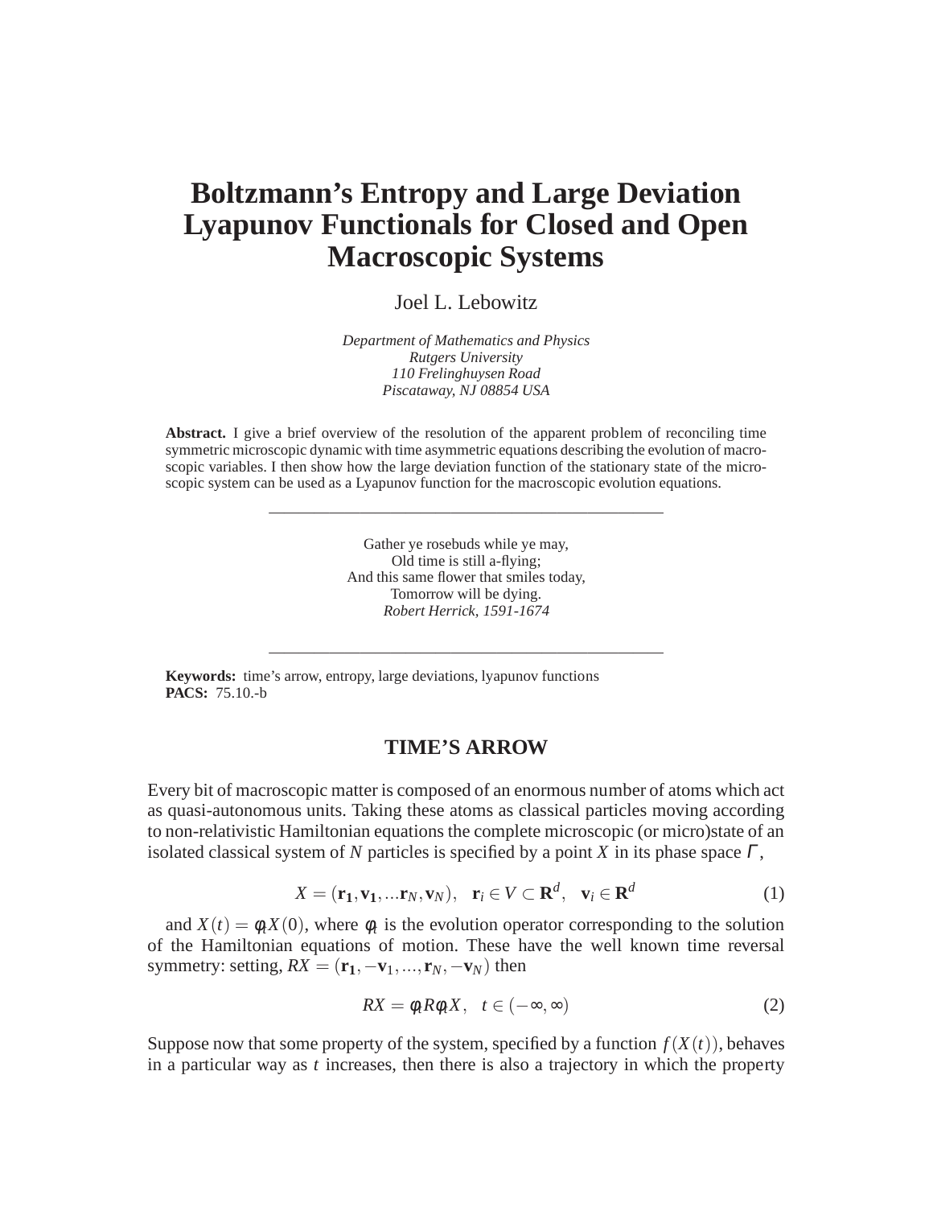# Boltzmann's Entropy and Large Deviation Lyapunov Functionals for Closed and Open Macroscopic Systems

Joel L. Lebowitz

*Department of Mathematics and Physics*
*Rutgers University*
*110 Frelinghuysen Road*
*Piscataway, NJ 08854 USA*

**Abstract.** I give a brief overview of the resolution of the apparent problem of reconciling time symmetric microscopic dynamic with time asymmetric equations describing the evolution of macroscopic variables. I then show how the large deviation function of the stationary state of the microscopic system can be used as a Lyapunov function for the macroscopic evolution equations.

---

Gather ye rosebuds while ye may,
Old time is still a-flying;
And this same flower that smiles today,
Tomorrow will be dying.
*Robert Herrick, 1591-1674*

---

**Keywords:** time's arrow, entropy, large deviations, lyapunov functions
**PACS:** 75.10.-b

## TIME'S ARROW

Every bit of macroscopic matter is composed of an enormous number of atoms which act as quasi-autonomous units. Taking these atoms as classical particles moving according to non-relativistic Hamiltonian equations the complete microscopic (or micro)state of an isolated classical system of $N$ particles is specified by a point $X$ in its phase space $\Gamma$,

$$X = (\mathbf{r_1}, \mathbf{v_1}, ...\mathbf{r}_N, \mathbf{v}_N), \quad \mathbf{r}_i \in V \subset \mathbf{R}^d, \quad \mathbf{v}_i \in \mathbf{R}^d \tag{1}$$

and $X(t) = \phi_t X(0)$, where $\phi_t$ is the evolution operator corresponding to the solution of the Hamiltonian equations of motion. These have the well known time reversal symmetry: setting, $RX = (\mathbf{r_1}, -\mathbf{v}_1, ..., \mathbf{r}_N, -\mathbf{v}_N)$ then

$$RX = \phi_t R \phi_t X, \quad t \in (-\infty, \infty) \tag{2}$$

Suppose now that some property of the system, specified by a function $f(X(t))$, behaves in a particular way as $t$ increases, then there is also a trajectory in which the property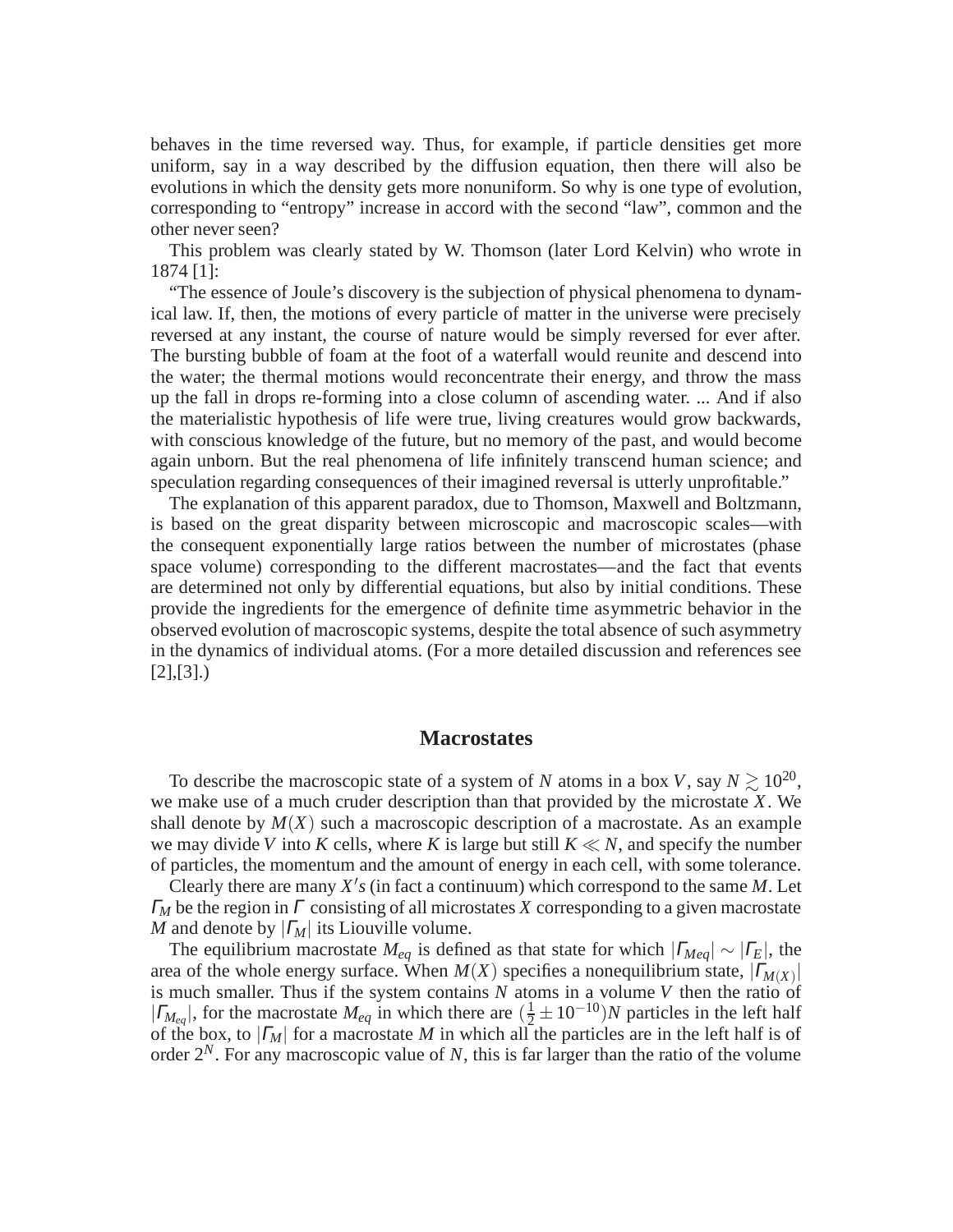behaves in the time reversed way. Thus, for example, if particle densities get more uniform, say in a way described by the diffusion equation, then there will also be evolutions in which the density gets more nonuniform. So why is one type of evolution, corresponding to "entropy" increase in accord with the second "law", common and the other never seen?

This problem was clearly stated by W. Thomson (later Lord Kelvin) who wrote in 1874 [1]:

"The essence of Joule's discovery is the subjection of physical phenomena to dynamical law. If, then, the motions of every particle of matter in the universe were precisely reversed at any instant, the course of nature would be simply reversed for ever after. The bursting bubble of foam at the foot of a waterfall would reunite and descend into the water; the thermal motions would reconcentrate their energy, and throw the mass up the fall in drops re-forming into a close column of ascending water. ... And if also the materialistic hypothesis of life were true, living creatures would grow backwards, with conscious knowledge of the future, but no memory of the past, and would become again unborn. But the real phenomena of life infinitely transcend human science; and speculation regarding consequences of their imagined reversal is utterly unprofitable."

The explanation of this apparent paradox, due to Thomson, Maxwell and Boltzmann, is based on the great disparity between microscopic and macroscopic scales—with the consequent exponentially large ratios between the number of microstates (phase space volume) corresponding to the different macrostates—and the fact that events are determined not only by differential equations, but also by initial conditions. These provide the ingredients for the emergence of definite time asymmetric behavior in the observed evolution of macroscopic systems, despite the total absence of such asymmetry in the dynamics of individual atoms. (For a more detailed discussion and references see [2],[3].)

## Macrostates

To describe the macroscopic state of a system of $N$ atoms in a box $V$, say $N \gtrsim 10^{20}$, we make use of a much cruder description than that provided by the microstate $X$. We shall denote by $M(X)$ such a macroscopic description of a macrostate. As an example we may divide $V$ into $K$ cells, where $K$ is large but still $K \ll N$, and specify the number of particles, the momentum and the amount of energy in each cell, with some tolerance.

Clearly there are many $X's$ (in fact a continuum) which correspond to the same $M$. Let $\Gamma_M$ be the region in $\Gamma$ consisting of all microstates $X$ corresponding to a given macrostate $M$ and denote by $|\Gamma_M|$ its Liouville volume.

The equilibrium macrostate $M_{eq}$ is defined as that state for which $|\Gamma_{Meq}| \sim |\Gamma_E|$, the area of the whole energy surface. When $M(X)$ specifies a nonequilibrium state, $|\Gamma_{M(X)}|$ is much smaller. Thus if the system contains $N$ atoms in a volume $V$ then the ratio of $|\Gamma_{M_{eq}}|$, for the macrostate $M_{eq}$ in which there are $(\frac{1}{2} \pm 10^{-10})N$ particles in the left half of the box, to $|\Gamma_M|$ for a macrostate $M$ in which all the particles are in the left half is of order $2^N$. For any macroscopic value of $N$, this is far larger than the ratio of the volume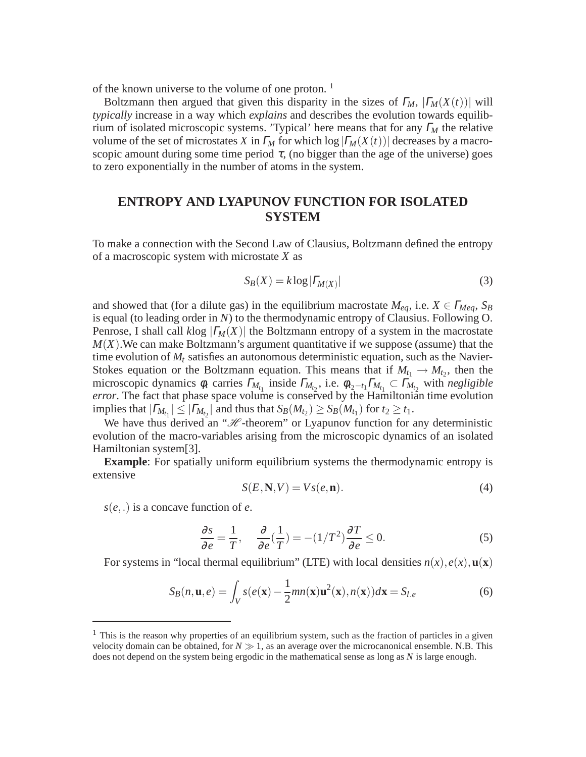of the known universe to the volume of one proton. [1]

Boltzmann then argued that given this disparity in the sizes of $\Gamma_M$, $|\Gamma_M(X(t))|$ will *typically* increase in a way which *explains* and describes the evolution towards equilibrium of isolated microscopic systems. 'Typical' here means that for any $\Gamma_M$ the relative volume of the set of microstates $X$ in $\Gamma_M$ for which $\log|\Gamma_M(X(t))|$ decreases by a macroscopic amount during some time period $\tau$, (no bigger than the age of the universe) goes to zero exponentially in the number of atoms in the system.

## ENTROPY AND LYAPUNOV FUNCTION FOR ISOLATED SYSTEM

To make a connection with the Second Law of Clausius, Boltzmann defined the entropy of a macroscopic system with microstate $X$ as

$$S_B(X) = k \log|\Gamma_{M(X)}| \tag{3}$$

and showed that (for a dilute gas) in the equilibrium macrostate $M_{eq}$, i.e. $X \in \Gamma_{Meq}$, $S_B$ is equal (to leading order in $N$) to the thermodynamic entropy of Clausius. Following O. Penrose, I shall call $k\log|\Gamma_M(X)|$ the Boltzmann entropy of a system in the macrostate $M(X)$.We can make Boltzmann's argument quantitative if we suppose (assume) that the time evolution of $M_t$ satisfies an autonomous deterministic equation, such as the Navier-Stokes equation or the Boltzmann equation. This means that if $M_{t_1} \to M_{t_2}$, then the microscopic dynamics $\phi_t$ carries $\Gamma_{M_{t_1}}$ inside $\Gamma_{M_{t_2}}$, i.e. $\phi_{t_2-t_1}\Gamma_{M_{t_1}} \subset \Gamma_{M_{t_2}}$ with *negligible error*. The fact that phase space volume is conserved by the Hamiltonian time evolution implies that $|\Gamma_{M_{t_1}}| \leq |\Gamma_{M_{t_2}}|$ and thus that $S_B(M_{t_2}) \geq S_B(M_{t_1})$ for $t_2 \geq t_1$.

We have thus derived an "$\mathscr{H}$-theorem" or Lyapunov function for any deterministic evolution of the macro-variables arising from the microscopic dynamics of an isolated Hamiltonian system[3].

**Example**: For spatially uniform equilibrium systems the thermodynamic entropy is extensive

$$S(E, \mathbf{N}, V) = Vs(e, \mathbf{n}). \tag{4}$$

$s(e,.)$ is a concave function of $e$.

$$\frac{\partial s}{\partial e} = \frac{1}{T}, \quad \frac{\partial}{\partial e}(\frac{1}{T}) = -(1/T^2)\frac{\partial T}{\partial e} \leq 0. \tag{5}$$

For systems in "local thermal equilibrium" (LTE) with local densities $n(x), e(x), \mathbf{u}(\mathbf{x})$

$$S_B(n, \mathbf{u}, e) = \int_V s(e(\mathbf{x}) - \frac{1}{2}mn(\mathbf{x})\mathbf{u}^2(\mathbf{x}), n(\mathbf{x}))d\mathbf{x} = S_{l.e} \tag{6}$$

[1] This is the reason why properties of an equilibrium system, such as the fraction of particles in a given velocity domain can be obtained, for $N \gg 1$, as an average over the microcanonical ensemble. N.B. This does not depend on the system being ergodic in the mathematical sense as long as $N$ is large enough.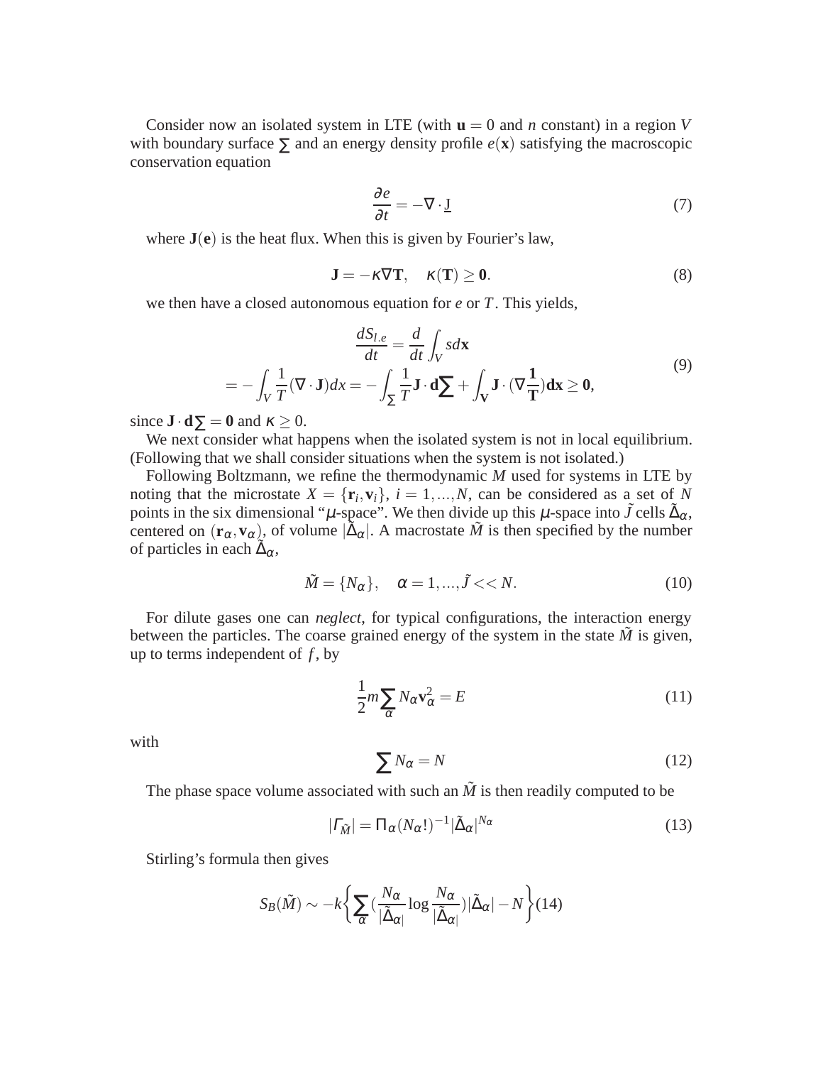Consider now an isolated system in LTE (with $\mathbf{u} = 0$ and $n$ constant) in a region $V$ with boundary surface $\sum$ and an energy density profile $e(\mathbf{x})$ satisfying the macroscopic conservation equation

$$\frac{\partial e}{\partial t} = -\nabla \cdot \underline{\mathrm{J}} \tag{7}$$

where $\mathbf{J}(\mathbf{e})$ is the heat flux. When this is given by Fourier's law,

$$\mathbf{J} = -\kappa \nabla \mathbf{T}, \quad \kappa(\mathbf{T}) \geq \mathbf{0}. \tag{8}$$

we then have a closed autonomous equation for $e$ or $T$. This yields,

$$\begin{gathered} \frac{dS_{l.e}}{dt} = \frac{d}{dt}\int_V s d\mathbf{x} \\ = -\int_V \frac{1}{T}(\nabla \cdot \mathbf{J}) dx = -\int_{\sum} \frac{1}{T}\mathbf{J} \cdot \mathbf{d}\sum + \int_{\mathbf{V}} \mathbf{J} \cdot (\nabla \frac{\mathbf{1}}{\mathbf{T}}) \mathbf{dx} \geq \mathbf{0}, \end{gathered} \tag{9}$$

since $\mathbf{J} \cdot \mathbf{d}\sum = \mathbf{0}$ and $\kappa \geq 0$.

We next consider what happens when the isolated system is not in local equilibrium. (Following that we shall consider situations when the system is not isolated.)

Following Boltzmann, we refine the thermodynamic $M$ used for systems in LTE by noting that the microstate $X = \{\mathbf{r}_i, \mathbf{v}_i\}$, $i = 1, ..., N$, can be considered as a set of $N$ points in the six dimensional "$\mu$-space". We then divide up this $\mu$-space into $\tilde{J}$ cells $\tilde{\Delta}_\alpha$, centered on $(\mathbf{r}_\alpha, \mathbf{v}_\alpha)$, of volume $|\tilde{\Delta}_\alpha|$. A macrostate $\tilde{M}$ is then specified by the number of particles in each $\tilde{\Delta}_\alpha$,

$$\tilde{M} = \{N_\alpha\}, \quad \alpha = 1, ..., \tilde{J} << N. \tag{10}$$

For dilute gases one can *neglect*, for typical configurations, the interaction energy between the particles. The coarse grained energy of the system in the state $\tilde{M}$ is given, up to terms independent of $f$, by

$$\frac{1}{2} m \sum_\alpha N_\alpha \mathbf{v}_\alpha^2 = E \tag{11}$$

with

$$\sum N_\alpha = N \tag{12}$$

The phase space volume associated with such an $\tilde{M}$ is then readily computed to be

$$|\Gamma_{\tilde{M}}| = \Pi_\alpha (N_\alpha!)^{-1} |\tilde{\Delta}_\alpha|^{N_\alpha} \tag{13}$$

Stirling's formula then gives

$$S_B(\tilde{M}) \sim -k \left\{ \sum_\alpha \left( \frac{N_\alpha}{|\tilde{\Delta}_\alpha|} \log \frac{N_\alpha}{|\tilde{\Delta}_\alpha|} \right) |\tilde{\Delta}_\alpha| - N \right\} \tag{14}$$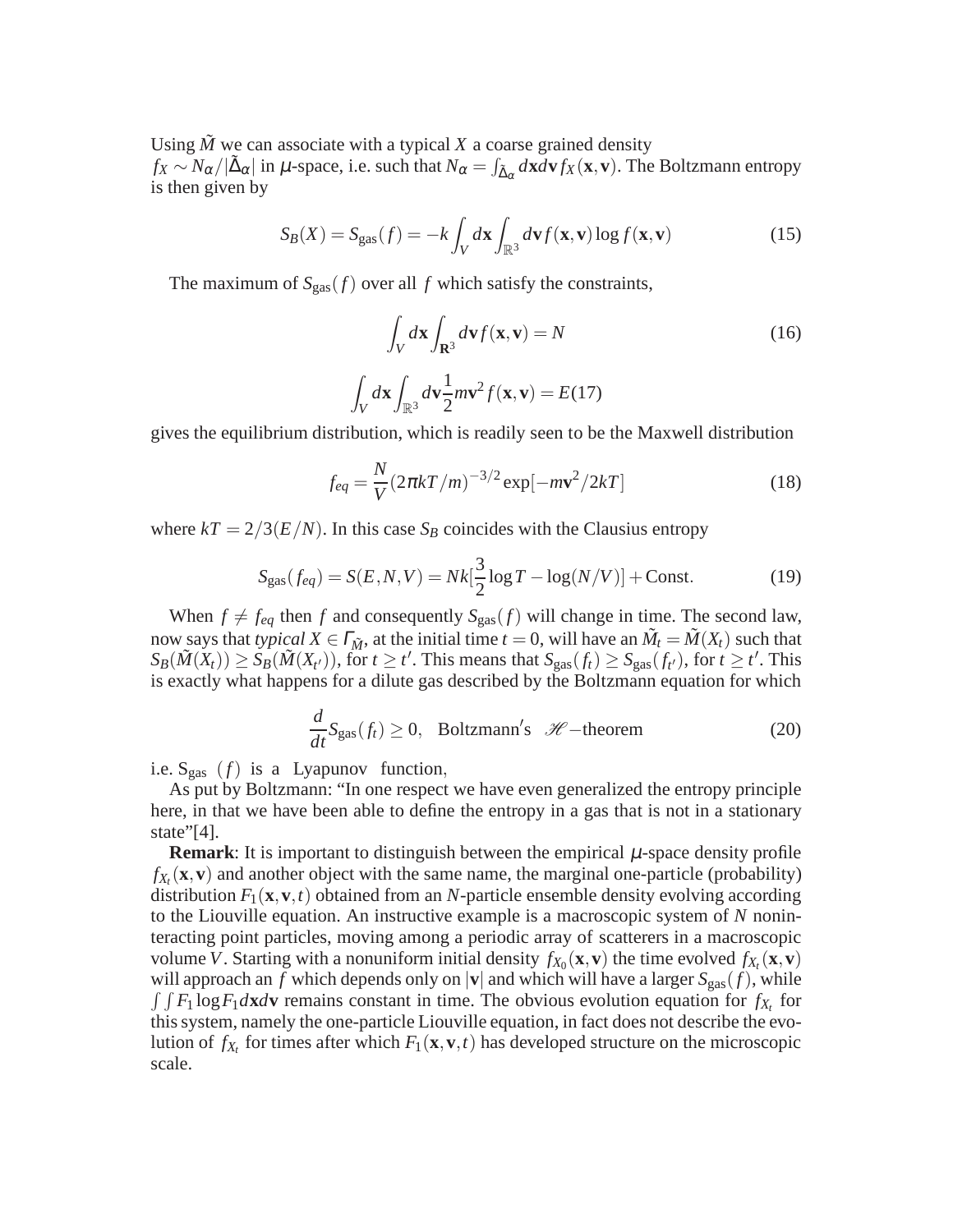Using $\tilde{M}$ we can associate with a typical $X$ a coarse grained density $f_X \sim N_\alpha/|\tilde{\Delta}_\alpha|$ in $\mu$-space, i.e. such that $N_\alpha = \int_{\tilde{\Delta}_\alpha} d\mathbf{x} d\mathbf{v} f_X(\mathbf{x}, \mathbf{v})$. The Boltzmann entropy is then given by

$$S_B(X) = S_{\text{gas}}(f) = -k \int_V d\mathbf{x} \int_{\mathbb{R}^3} d\mathbf{v} f(\mathbf{x}, \mathbf{v}) \log f(\mathbf{x}, \mathbf{v}) \tag{15}$$

The maximum of $S_{\text{gas}}(f)$ over all $f$ which satisfy the constraints,

$$\int_V d\mathbf{x} \int_{\mathbf{R}^3} d\mathbf{v} f(\mathbf{x}, \mathbf{v}) = N \tag{16}$$

$$\int_V d\mathbf{x} \int_{\mathbb{R}^3} d\mathbf{v} \frac{1}{2} m \mathbf{v}^2 f(\mathbf{x}, \mathbf{v}) = E \tag{17}$$

gives the equilibrium distribution, which is readily seen to be the Maxwell distribution

$$f_{eq} = \frac{N}{V} (2\pi kT/m)^{-3/2} \exp[-m\mathbf{v}^2/2kT] \tag{18}$$

where $kT = 2/3(E/N)$. In this case $S_B$ coincides with the Clausius entropy

$$S_{\text{gas}}(f_{eq}) = S(E, N, V) = Nk[\frac{3}{2} \log T - \log(N/V)] + \text{Const.} \tag{19}$$

When $f \neq f_{eq}$ then $f$ and consequently $S_{\text{gas}}(f)$ will change in time. The second law, now says that *typical* $X \in \Gamma_{\tilde{M}}$, at the initial time $t = 0$, will have an $\tilde{M}_t = \tilde{M}(X_t)$ such that $S_B(\tilde{M}(X_t)) \geq S_B(\tilde{M}(X_{t'}))$, for $t \geq t'$. This means that $S_{\text{gas}}(f_t) \geq S_{\text{gas}}(f_{t'})$, for $t \geq t'$. This is exactly what happens for a dilute gas described by the Boltzmann equation for which

$$\frac{d}{dt} S_{\text{gas}}(f_t) \geq 0, \quad \text{Boltzmann's} \quad \mathscr{H}-\text{theorem} \tag{20}$$

i.e. $S_{\text{gas}}(f)$ is a Lyapunov function,

As put by Boltzmann: "In one respect we have even generalized the entropy principle here, in that we have been able to define the entropy in a gas that is not in a stationary state"[4].

**Remark**: It is important to distinguish between the empirical $\mu$-space density profile $f_{X_t}(\mathbf{x}, \mathbf{v})$ and another object with the same name, the marginal one-particle (probability) distribution $F_1(\mathbf{x}, \mathbf{v}, t)$ obtained from an $N$-particle ensemble density evolving according to the Liouville equation. An instructive example is a macroscopic system of $N$ noninteracting point particles, moving among a periodic array of scatterers in a macroscopic volume $V$. Starting with a nonuniform initial density $f_{X_0}(\mathbf{x}, \mathbf{v})$ the time evolved $f_{X_t}(\mathbf{x}, \mathbf{v})$ will approach an $f$ which depends only on $|\mathbf{v}|$ and which will have a larger $S_{\text{gas}}(f)$, while $\int\int F_1 \log F_1 d\mathbf{x} d\mathbf{v}$ remains constant in time. The obvious evolution equation for $f_{X_t}$ for this system, namely the one-particle Liouville equation, in fact does not describe the evolution of $f_{X_t}$ for times after which $F_1(\mathbf{x}, \mathbf{v}, t)$ has developed structure on the microscopic scale.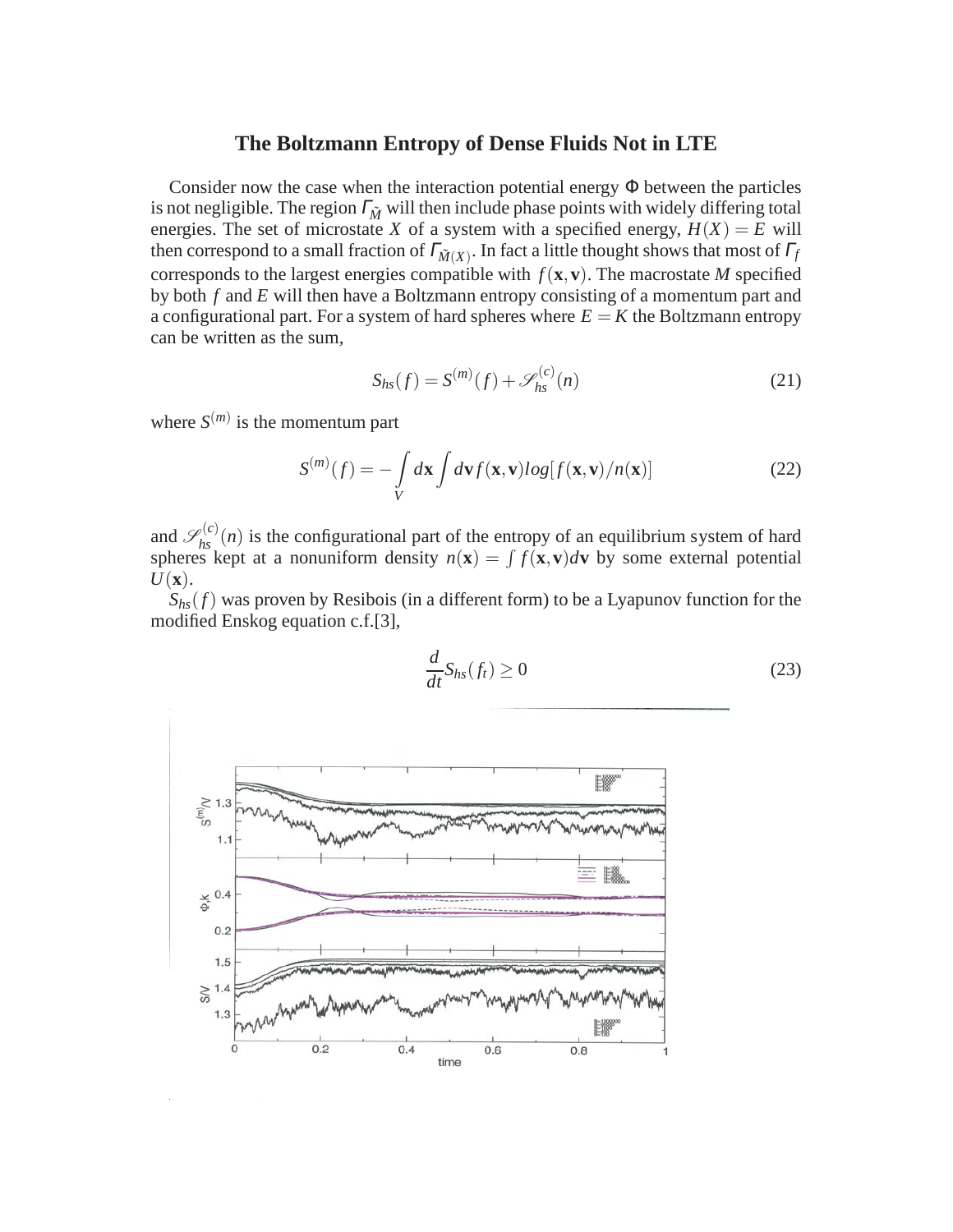### The Boltzmann Entropy of Dense Fluids Not in LTE

Consider now the case when the interaction potential energy $\Phi$ between the particles is not negligible. The region $\Gamma_{\tilde{M}}$ will then include phase points with widely differing total energies. The set of microstate $X$ of a system with a specified energy, $H(X) = E$ will then correspond to a small fraction of $\Gamma_{\tilde{M}(X)}$. In fact a little thought shows that most of $\Gamma_f$ corresponds to the largest energies compatible with $f(\mathbf{x}, \mathbf{v})$. The macrostate $M$ specified by both $f$ and $E$ will then have a Boltzmann entropy consisting of a momentum part and a configurational part. For a system of hard spheres where $E = K$ the Boltzmann entropy can be written as the sum,

$$S_{hs}(f) = S^{(m)}(f) + \mathscr{S}^{(c)}_{hs}(n) \tag{21}$$

where $S^{(m)}$ is the momentum part

$$S^{(m)}(f) = -\int_V d\mathbf{x} \int d\mathbf{v} f(\mathbf{x}, \mathbf{v}) log[f(\mathbf{x}, \mathbf{v})/n(\mathbf{x})] \tag{22}$$

and $\mathscr{S}^{(c)}_{hs}(n)$ is the configurational part of the entropy of an equilibrium system of hard spheres kept at a nonuniform density $n(\mathbf{x}) = \int f(\mathbf{x}, \mathbf{v}) d\mathbf{v}$ by some external potential $U(\mathbf{x})$.

$S_{hs}(f)$ was proven by Resibois (in a different form) to be a Lyapunov function for the modified Enskog equation c.f.[3],

$$\frac{d}{dt} S_{hs}(f_t) \geq 0 \tag{23}$$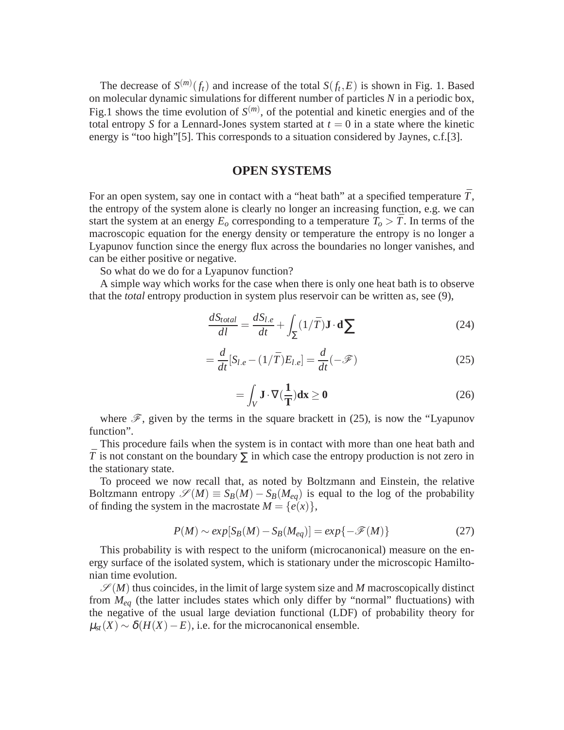The decrease of $S^{(m)}(f_t)$ and increase of the total $S(f_t,E)$ is shown in Fig. 1. Based on molecular dynamic simulations for different number of particles $N$ in a periodic box, Fig.1 shows the time evolution of $S^{(m)}$, of the potential and kinetic energies and of the total entropy $S$ for a Lennard-Jones system started at $t=0$ in a state where the kinetic energy is "too high"[5]. This corresponds to a situation considered by Jaynes, c.f.[3].

## OPEN SYSTEMS

For an open system, say one in contact with a "heat bath" at a specified temperature $\bar{T}$, the entropy of the system alone is clearly no longer an increasing function, e.g. we can start the system at an energy $E_o$ corresponding to a temperature $T_o > \bar{T}$. In terms of the macroscopic equation for the energy density or temperature the entropy is no longer a Lyapunov function since the energy flux across the boundaries no longer vanishes, and can be either positive or negative.

So what do we do for a Lyapunov function?

A simple way which works for the case when there is only one heat bath is to observe that the *total* entropy production in system plus reservoir can be written as, see (9),

$$\frac{dS_{total}}{dl} = \frac{dS_{l.e}}{dt} + \int_{\Sigma}(1/\bar{T})\mathbf{J}\cdot\mathbf{d}\boldsymbol{\Sigma} \tag{24}$$

$$= \frac{d}{dt}[S_{l.e} - (1/\bar{T})E_{l.e}] = \frac{d}{dt}(-\mathscr{F}) \tag{25}$$

$$= \int_V \mathbf{J}\cdot\nabla(\frac{\mathbf{1}}{\mathbf{T}})\mathbf{dx} \geq \mathbf{0} \tag{26}$$

where $\mathscr{F}$, given by the terms in the square brackett in (25), is now the "Lyapunov function".

This procedure fails when the system is in contact with more than one heat bath and $\bar{T}$ is not constant on the boundary $\Sigma$ in which case the entropy production is not zero in the stationary state.

To proceed we now recall that, as noted by Boltzmann and Einstein, the relative Boltzmann entropy $\mathscr{S}(M) \equiv S_B(M) - S_B(M_{eq})$ is equal to the log of the probability of finding the system in the macrostate $M = \{e(x)\}$,

$$P(M) \sim exp[S_B(M) - S_B(M_{eq})] = exp\{-\mathscr{F}(M)\} \tag{27}$$

This probability is with respect to the uniform (microcanonical) measure on the energy surface of the isolated system, which is stationary under the microscopic Hamiltonian time evolution.

$\mathscr{S}(M)$ thus coincides, in the limit of large system size and $M$ macroscopically distinct from $M_{eq}$ (the latter includes states which only differ by "normal" fluctuations) with the negative of the usual large deviation functional (LDF) of probability theory for $\mu_{st}(X) \sim \delta(H(X)-E)$, i.e. for the microcanonical ensemble.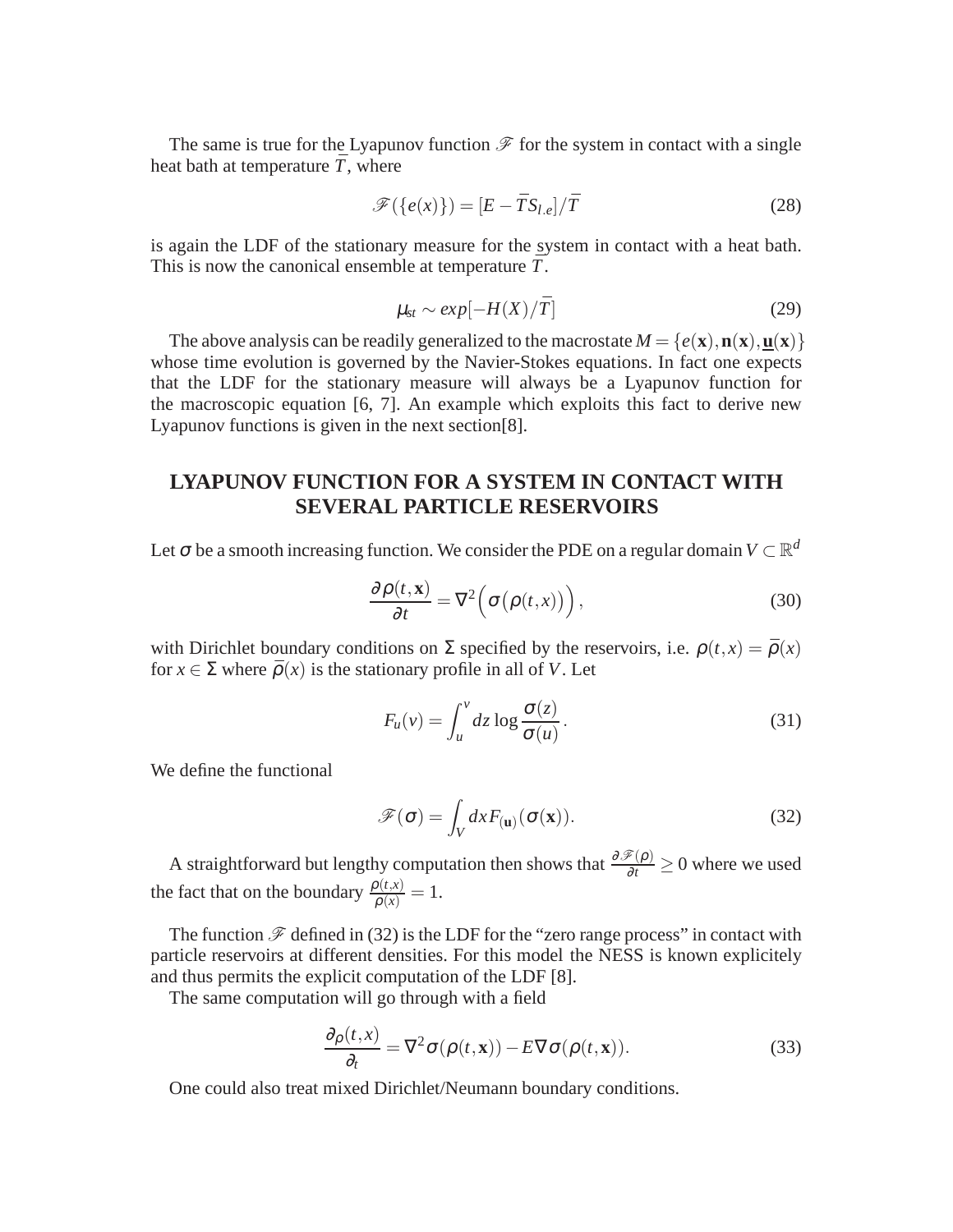The same is true for the Lyapunov function $\mathscr{F}$ for the system in contact with a single heat bath at temperature $\overline{T}$, where

$$\mathscr{F}(\{e(x)\}) = [E - \overline{T} S_{l.e}]/\overline{T} \tag{28}$$

is again the LDF of the stationary measure for the system in contact with a heat bath. This is now the canonical ensemble at temperature $\overline{T}$.

$$\mu_{st} \sim exp[-H(X)/\overline{T}] \tag{29}$$

The above analysis can be readily generalized to the macrostate $M = \{e(\mathbf{x}), \mathbf{n}(\mathbf{x}), \underline{\mathbf{u}}(\mathbf{x})\}$ whose time evolution is governed by the Navier-Stokes equations. In fact one expects that the LDF for the stationary measure will always be a Lyapunov function for the macroscopic equation [6, 7]. An example which exploits this fact to derive new Lyapunov functions is given in the next section[8].

## LYAPUNOV FUNCTION FOR A SYSTEM IN CONTACT WITH SEVERAL PARTICLE RESERVOIRS

Let $\sigma$ be a smooth increasing function. We consider the PDE on a regular domain $V \subset \mathbb{R}^d$

$$\frac{\partial \rho(t, \mathbf{x})}{\partial t} = \nabla^2 \Big( \sigma\big(\rho(t,x)\big) \Big), \tag{30}$$

with Dirichlet boundary conditions on $\Sigma$ specified by the reservoirs, i.e. $\rho(t,x) = \overline{\rho}(x)$ for $x \in \Sigma$ where $\overline{\rho}(x)$ is the stationary profile in all of $V$. Let

$$F_u(v) = \int_u^v dz \log \frac{\sigma(z)}{\sigma(u)}. \tag{31}$$

We define the functional

$$\mathscr{F}(\sigma) = \int_V dx F_{(\mathbf{u})}(\sigma(\mathbf{x})). \tag{32}$$

A straightforward but lengthy computation then shows that $\frac{\partial \mathscr{F}(\rho)}{\partial t} \geq 0$ where we used the fact that on the boundary $\frac{\rho(t,x)}{\rho(x)} = 1$.

The function $\mathscr{F}$ defined in (32) is the LDF for the "zero range process" in contact with particle reservoirs at different densities. For this model the NESS is known explicitely and thus permits the explicit computation of the LDF [8].

The same computation will go through with a field

$$\frac{\partial_\rho(t,x)}{\partial_t} = \nabla^2 \sigma(\rho(t,\mathbf{x})) - E \nabla \sigma(\rho(t,\mathbf{x})). \tag{33}$$

One could also treat mixed Dirichlet/Neumann boundary conditions.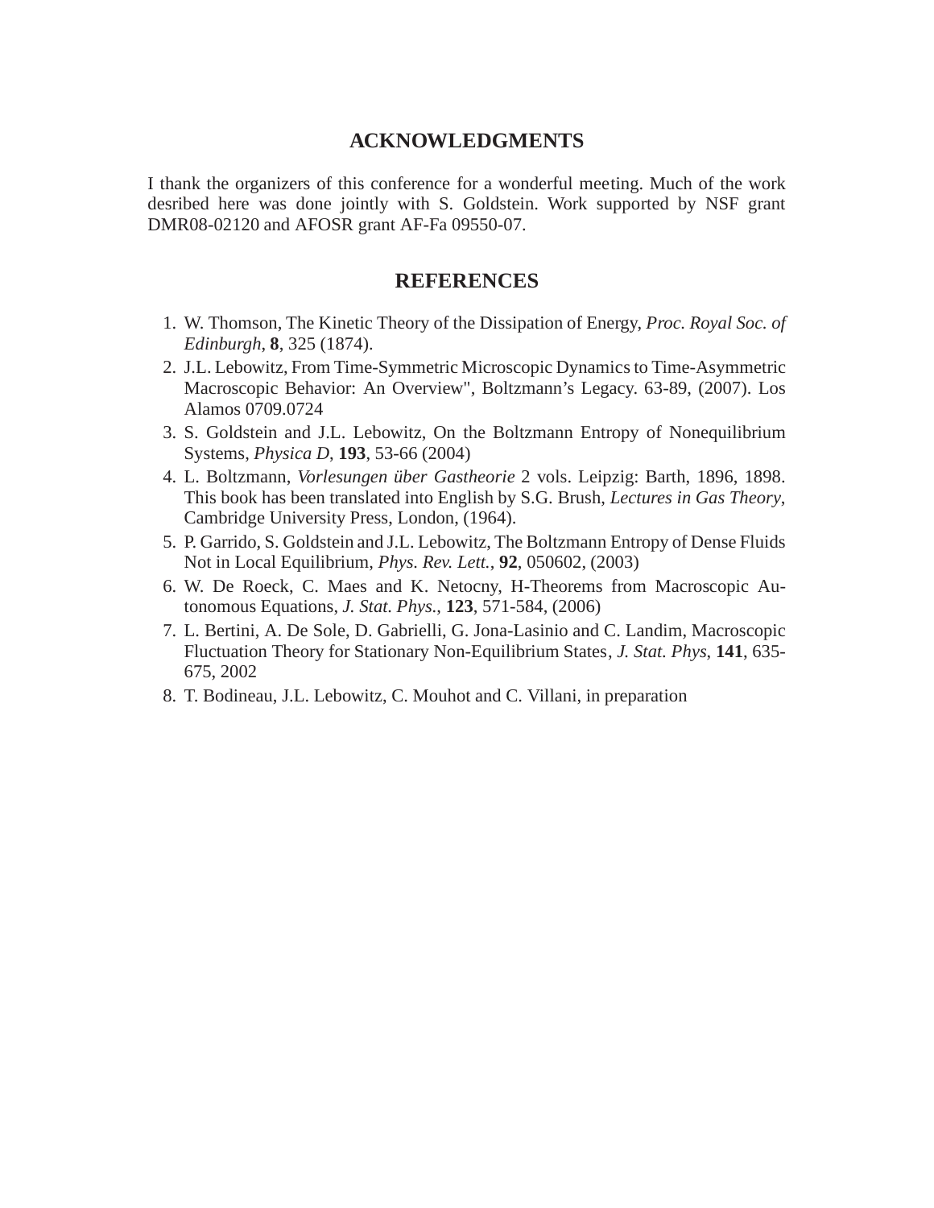## ACKNOWLEDGMENTS

I thank the organizers of this conference for a wonderful meeting. Much of the work desribed here was done jointly with S. Goldstein. Work supported by NSF grant DMR08-02120 and AFOSR grant AF-Fa 09550-07.

## REFERENCES

1. W. Thomson, The Kinetic Theory of the Dissipation of Energy, *Proc. Royal Soc. of Edinburgh*, **8**, 325 (1874).
2. J.L. Lebowitz, From Time-Symmetric Microscopic Dynamics to Time-Asymmetric Macroscopic Behavior: An Overview", Boltzmann's Legacy. 63-89, (2007). Los Alamos 0709.0724
3. S. Goldstein and J.L. Lebowitz, On the Boltzmann Entropy of Nonequilibrium Systems, *Physica D*, **193**, 53-66 (2004)
4. L. Boltzmann, *Vorlesungen über Gastheorie* 2 vols. Leipzig: Barth, 1896, 1898. This book has been translated into English by S.G. Brush, *Lectures in Gas Theory*, Cambridge University Press, London, (1964).
5. P. Garrido, S. Goldstein and J.L. Lebowitz, The Boltzmann Entropy of Dense Fluids Not in Local Equilibrium, *Phys. Rev. Lett.*, **92**, 050602, (2003)
6. W. De Roeck, C. Maes and K. Netocny, H-Theorems from Macroscopic Autonomous Equations, *J. Stat. Phys.*, **123**, 571-584, (2006)
7. L. Bertini, A. De Sole, D. Gabrielli, G. Jona-Lasinio and C. Landim, Macroscopic Fluctuation Theory for Stationary Non-Equilibrium States, *J. Stat. Phys*, **141**, 635-675, 2002
8. T. Bodineau, J.L. Lebowitz, C. Mouhot and C. Villani, in preparation